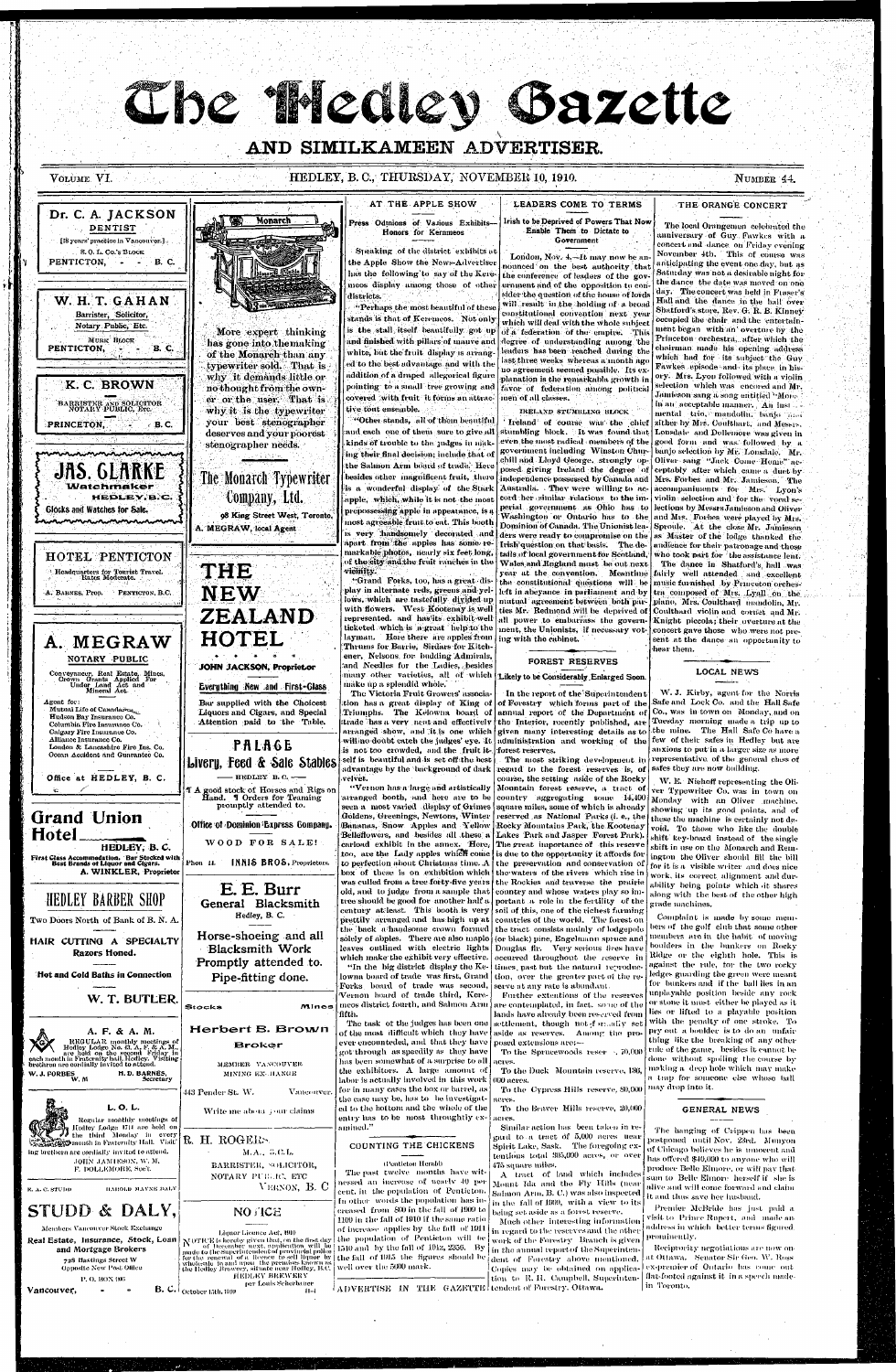# The Hedley Gazette

## AND SIMILKAMEEN ADVERTISER.

VOLUME VI. HEDLEY, B. C., THURSDAY, NOVEMBER 10, 1910. NUMBER 44.

**Dr. C. A. JACKSON**
DENTIST
[18 years' practice in Vancouver.]
S. O. L. Co.'s BLOCK
PENTICTON, B. C.

**W. H. T. GAHAN**
Barrister, Solicitor,
Notary Public, Etc.
MURK BLOCK
PENTICTON, B. C.

**K. C. BROWN**
BARRISTER AND SOLICITOR
NOTARY PUBLIC, Etc.
PRINCETON, B.C.

**JAS. CLARKE**
Watchmaker
HEDLEY, B.C.
Clocks and Watches for Sale.

**HOTEL PENTICTON**
Headquarters for Tourist Travel.
Rates Moderate.
A. BARNES, Prop. PENTICTON, B.C.

**A. MEGRAW**
NOTARY PUBLIC
Conveyancer, Real Estate, Mines, Crown Grants Applied For Under Land Act and Mineral Act.
Agent for:
Mutual Life of Canada
Hudson Bay Insurance Co.
Columbia Fire Insurance Co.
Calgary Fire Insurance Co.
Alliance Insurance Co.
London & Lancashire Fire Ins. Co.
Ocean Accident and Guarantee Co.
Office at HEDLEY, B. C.

**Grand Union Hotel**
HEDLEY, B. C.
First Class Accommodation. Bar Stocked with Best Brands of Liquor and Cigars.
A. WINKLER, Proprietor

**HEDLEY BARBER SHOP**
Two Doors North of Bank of B. N. A.
HAIR CUTTING A SPECIALTY
Razors Honed.
Hot and Cold Baths in Connection
W. T. BUTLER.

**A. F. & A. M.**
REGULAR monthly meetings of Hedley Lodge No. 43, A. F. & A. M., are held on the second Friday in each month in Fraternity hall, Hedley. Visiting brethren are cordially invited to attend.
W. J. FORBES, W. M. H. D. BARNES, Secretary

**L. O. L.**
Regular monthly meetings of Hedley Lodge 1744 are held on the third Monday in every month in Fraternity Hall. Visiting brethren are cordially invited to attend.
JOHN JAMIESON, W. M.
F. DOLLEMORE, Sec't.

R. A. C. STUDD HAROLD MAYNE DALY

**STUDD & DALY,**
Members Vancouver Stock Exchange
Real Estate, Insurance, Stock, Loan and Mortgage Brokers
728 Hastings Street W
Opposite New Post Office
P. O. BOX 905
Vancouver, B. C.

**Monarch**

More expert thinking has gone into the making of the Monarch than any typewriter sold. That is why it demands little or no thought from the owner or the user. That is why it is the typewriter your best stenographer deserves and your poorest stenographer needs.

**The Monarch Typewriter Company, Ltd.**
98 King Street West, Toronto.
A. MEGRAW, local Agent

**THE NEW ZEALAND HOTEL**
JOHN JACKSON, Proprietor
Everything New and First-Class
Bar supplied with the Choicest Liquors and Cigars, and Special Attention paid to the Table.

**PALACE**
**Livery, Feed & Sale Stables**
HEDLEY B. C.
¶ A good stock of Horses and Rigs on Hand. ¶ Orders for Teaming promptly attended to.
Office of Dominion Express Company.
WOOD FOR SALE!
Phone 11. INNIS BROS. Proprietors.

**E. E. Burr**
General Blacksmith
Hedley, B. C.
Horse-shoeing and all Blacksmith Work Promptly attended to.
Pipe-fitting done.

Stocks Mines
**Herbert B. Brown**
Broker
MEMBER VANCOUVER MINING EX-HANGE
443 Pender St. W. Vancouver.
Write me about your claims

**R. H. ROGERS**
M.A., B.C.L.
BARRISTER, SOLICITOR, NOTARY PUBLIC, ETC
VERNON, B. C

**NOTICE**
Liquor License Act, 1910
NOTICE is hereby given that, on the first day of December next, application will be made to the Superintendent of provincial police for the renewal of a license to sell liquor by wholesale in and upon the premises known as the Hedley Brewery, situate near Hedley, B.C.
HEDLEY BREWERY
per Louis Scherbauer
October 13th, 1910 41-4

## AT THE APPLE SHOW

### Press Opinions of Various Exhibits—Honors for Keremeos

Speaking of the district exhibits at the Apple Show the News-Advertiser has the following to say of the Keremeos display among those of other districts.

"Perhaps the most beautiful of these stands is that of Keremeos. Not only is the stall itself beautifully got up and finished with pillars of mauve and white, but the fruit display is arranged to the best advantage and with the addition of a draped allegorical figure pointing to a small tree growing and covered with fruit it forms an attractive tout ensemble.

"Other stands, all of them beautiful and each one of them sure to give all kinds of trouble to the judges in making their final decision, include that of the Salmon Arm board of trade. Here besides other magnificent fruit, there is a wonderful display of the Stark apple, which, while it is not the most prepossessing apple in appearance, is a most agreeable fruit to eat. This booth is very handsomely decorated and apart from the apples has some remarkable photos, nearly six feet long, of the city and the fruit ranches in the vicinity.

"Grand Forks, too, has a great display in alternate reds, greens and yellows, which are tastefully divided up with flowers. West Kootenay is well represented, and has its exhibit well ticketed, which is a great help to the layman. Here there are apples from Thrums for Barrie, Sirdars for Kitchener, Nelsons for budding Admirals, and Needles for the Ladies, besides many other varieties, all of which make up a splendid whole."

The Victoria Fruit Growers' association has a great display of King of Triumphs. The Kelowna board of trade has a very neat and effectively arranged show, and it is one which will no doubt catch the judges' eye. It is not too crowded, and the fruit itself is beautiful and is set off the best advantage by the background of dark velvet.

"Vernon has a large and artistically arranged booth, and here are to be seen a most varied display of Grimes Goldens, Greenings, Newtons, Winter Bananas, Snow Apples and Yellow Belleflowers, and besides all these a curious exhibit in the annex. Here, too, are the Lady apples which come to perfection about Christmas time. A box of these is on exhibition which was culled from a tree forty-five years old, and to judge from a sample that tree should be good for another half a century at least. This booth is very prettily arranged and has high up at the back a handsome crown formed solely of apples. There are also maple leaves outlined with electric lights which make the exhibit very effective.

"In the big district display the Kelowna board of trade was first, Grand Forks board of trade was second, Vernon board of trade third, Keremeos district fourth, and Salmon Arm fifth.

The task of the judges has been one of the most difficult which they have ever encountered, and that they have got through as speedily as they have has been somewhat of a surprise to all the exhibitors. A large amount of labor is actually involved in this work for in many cases the box or barrel, as the case may be, has to be investigated to the bottom and the whole of the entry has to be most throughly examined."

## COUNTING THE CHICKENS

(Penticton Herald)

The past twelve months have witnessed an increase of nearly 40 per cent. in the population of Penticton. In other words the population has increased from 800 in the fall of 1909 to 1100 in the fall of 1910 If the same ratio of increase applies by the fall of 1911 the population of Penticton will be 1540 and by the fall of 1912, 2156. By the fall of 1915 the figures should be well over the 5000 mark.

## LEADERS COME TO TERMS

### Irish to be Deprived of Powers That Now Enable Them to Dictate to Government

London, Nov. 4.—It may now be announced on the best authority that the conference of leaders of the government and of the opposition to consider the question of the house of lords will result in the holding of a broad constitutional convention next year which will deal with the whole subject of a federation of the empire. This degree of understanding among the leaders has been reached during the last three weeks whereas a month ago no agreement seemed possible. Its explanation is the remarkable growth in favor of federation among political men of all classes.

#### IRELAND STUMBLING BLOCK

Ireland of course was the chief stumbling block. It was found that even the most radical members of the government including Winston Churchill and Lloyd George, strongly opposed giving Ireland the degree of independence possessed by Canada and Australia. They were willing to accord her similar relations to the imperial government as Ohio has to Washington or Ontario has to the Dominion of Canada. The Unionist leaders were ready to compromise on the Irish question on that basis. The details of local government for Scotland, Wales and England must be out next year at the convention. Meantime the constitutional questions will be left in abeyance in parliament and by mutual agreement between both parties Mr. Redmond will be deprived of all power to embarrass the government, the Unionists, if necessary voting with the cabinet.

## FOREST RESERVES

### Likely to be Considerably Enlarged Soon.

In the report of the Superintendent of Forestry which forms part of the annual report of the Department of the Interior, recently published, are given many interesting details as to administration and working of the forest reserves.

The most striking development in regard to the forest reserves is, of course, the setting aside of the Rocky Mountain forest reserve, a tract of country aggregating some 14,400 square miles, some of which is already reserved as National Parks (i. e., the Rocky Mountains Park, the Kootenay Lakes Park and Jasper Forest Park). The great importance of this reserve is due to the opportunity it affords for the preservation and conservation of the waters of the rivers which rise in the Rockies and traverse the prairie country and whose waters play so important a role in the fertility of the soil of this, one of the richest farming countries of the world. The forest on the tract consists mainly of lodgepole (or black) pine, Engelmann spruce and Douglas fir. Very serious fires have occurred throughout the reserve in times past but the natural reproduction over the greater part of the reserve in any rate is abundant.

Further extensions of the reserves are contemplated, in fact, some of the lands have already been reserved from settlement, though not formally set aside as reserves. Among the proposed extensions are:—

To the Sprucewoods reserve, 70,000 acres.

To the Duck Mountain reserve, 195,000 acres.

To the Cypress Hills reserve, 80,000 acres.

To the Beaver Hills reserve, 20,000 acres.

Similar action has been taken in regard to a tract of 5,000 acres near Spirit Lake, Sask. The foregoing extentions total 395,000 acres, or over 475 square miles.

A tract of land which includes Mount Ida and the Fly Hills (near Salmon Arm, B. C.) was also inspected in the fall of 1909, with a view to its being set aside as a forest reserve.

Much other interesting information in regard to the reserves and the other work of the Forestry Branch is given in the annual report of the Superintendent of Forestry above mentioned. Copies may be obtained on application to R. H. Campbell, Superintendent of Forestry, Ottawa.

ADVERTISE IN THE GAZETTE

## THE ORANGE CONCERT

The local Orangemen celebrated the anniversary of Guy Fawkes with a concert and dance on Friday evening November 4th. This of course was anticipating the event one day, but as Saturday was not a desirable night for the dance the date was moved on one day. The concert was held in Fraser's Hall and the dance in the hall over Shatford's store. Rev. G. R. B. Kinney occupied the chair and the entertainment began with an overture by the Princeton orchestra, after which the chairman made his opening address which had for its subject the Guy Fawkes episode and its place in history. Mrs. Lyon followed with a violin selection which was encored and Mr. Jamieson sang a song entitled "Mona" in an acceptable manner. An instrumental trio, mandolin, banjo and zither by Mrs. Coulthart, and Messrs. Lonsdale and Dollemore was given in good form and was followed by a banjo selection by Mr. Lonsdale. Mr. Oliver sang "Jack Come Home" acceptably after which came a duet by Mrs. Forbes and Mr. Jamieson. The accompaniments for Mrs. Lyon's violin selection and for the vocal selections by Messrs Jamieson and Oliver and Mrs. Forbes were played by Mrs. Sproule. At the close Mr. Jamieson as Master of the lodge thanked the audience for their patronage and those who took part for the assistance lent.

The dance in Shatford's hall was fairly well attended and excellent music furnished by Princeton orchestra composed of Mrs. Lyall on the piano, Mrs. Coulthard mandolin, Mr. Coulthard violin and cornet and Mr. Knight piccolo; their overture at the concert gave those who were not present at the dance an opportunity to hear them.

## LOCAL NEWS

W. J. Kirby, agent for the Norris Safe and Lock Co. and the Hall Safe Co., was in town on Monday, and on Tuesday morning made a trip up to the mine. The Hall Safe Co have a few of their safes in Hedley but are anxious to put in a larger size as more representative of the general class of safes they are now building.

W. E. Nishoff representing the Oliver Typewriter Co. was in town on Monday with an Oliver machine, showing up its good points, and of these the machine is certainly not devoid. To those who like the double shift key-board instead of the single shift in use on the Monarch and Remington the Oliver should fill the bill for it is a visible writer and does nice work, its correct alignment and durability being points which it shares along with the best of the other high grade machines.

Complaint is made by some members of the golf club that some other members are in the habit of moving boulders in the bunkers on Rocky Ridge or the eighth hole. This is against the rule, for the two rocky ledges guarding the green were meant for bunkers and if the ball lies in an unplayable position beside any rock or stone it must either be played as it lies or lifted to a playable position with the penalty of one stroke. To pry out a boulder is to do an unfair thing like the breaking of any other rule of the game, besides it cannot be done without spoiling the course by making a deep hole which may make a trap for someone else whose ball may drop into it.

## GENERAL NEWS

The hanging of Crippen has been postponed until Nov. 23rd. Munyon of Chicago believes he is innocent and has offered $40,000 to anyone who will produce Belle Elmore, or will pay that sum to Belle Elmore herself if she is alive and will come forward and claim it and thus save her husband.

Premier McBride has just paid a visit to Prince Rupert, and made an address in which better terms figured prominently.

Reciprocity negotiations are now on at Ottawa. Senator Sir Geo. W. Ross ex-premier of Ontario has come out flat-footed against it in a speech made in Toronto.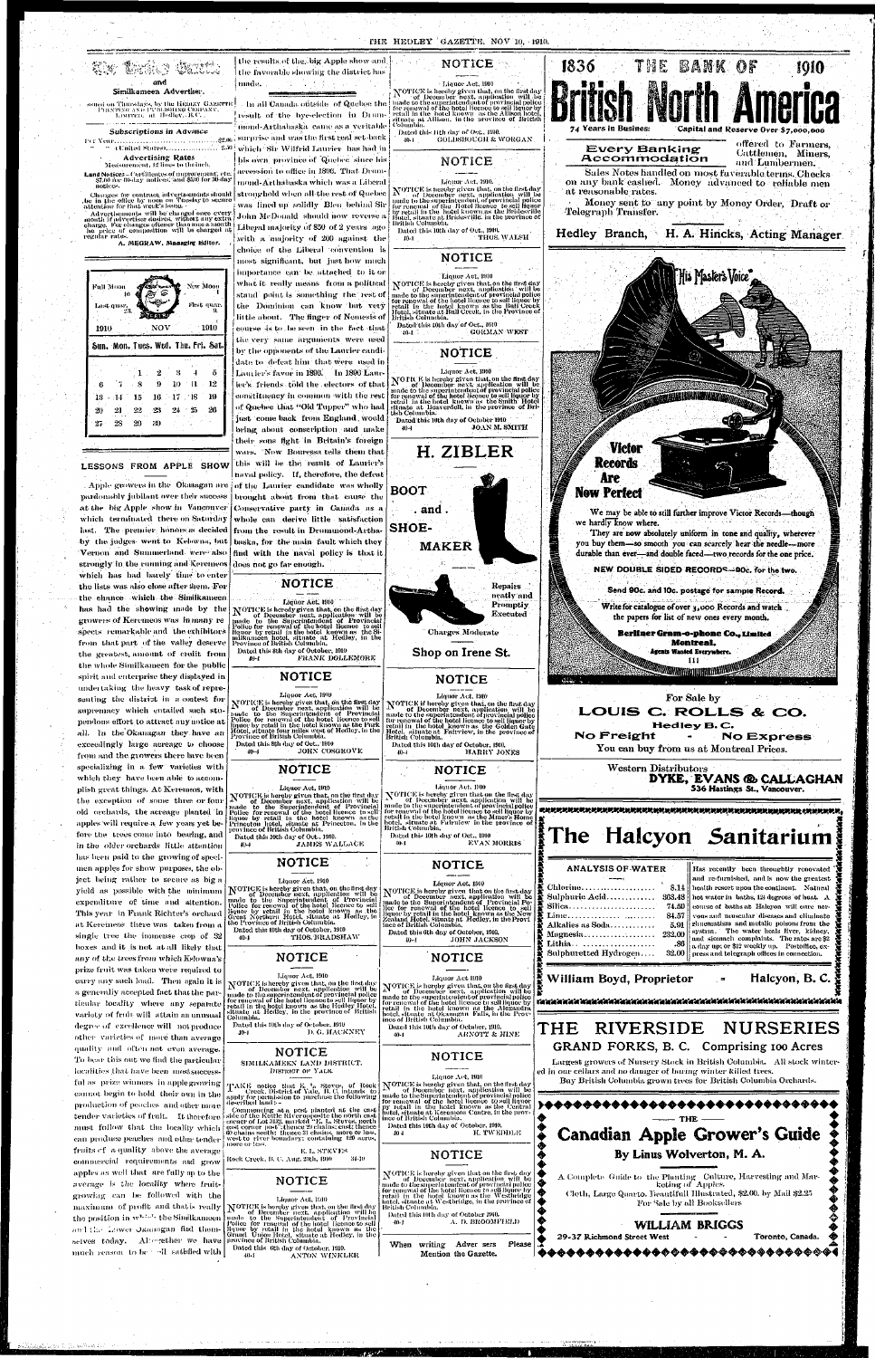# The Hedley Gazette

and

**Similkameen Advertiser.**

Issued on Thursdays, by the HEDLEY GAZETTE PRINTING AND PUBLISHING COMPANY, LIMITED, at Hedley, B.C.

**Subscriptions in Advance**

Per Year ........................................ $2.00
" (United States) ............................ 2.50

**Advertising Rates**

Measurement, 12 lines to the inch.

Land Notices—Certificates of improvement, etc. $7.00 for 60-day notices, and $5.00 for 30-day notices.

Changes for contract advertisements should be in the office by noon on Tuesday to secure attention for that week's issue.

Advertisements will be changed once every month if advertiser desires, without any extra charge. For changes oftener than once a month the price of composition will be charged at regular rates.

A. MEGRAW, Managing Editor.

| Full Moon 16 | | | | | New Moon 1 |
|---|---|---|---|---|---|
| Last quar. 23 | | | | | First quar. 8 |

| 1910 | | | NOV | | | 1910 |
|---|---|---|---|---|---|---|
| Sun. | Mon. | Tues. | Wed. | Thu. | Fri. | Sat. |
| | | 1 | 2 | 3 | 4 | 5 |
| 6 | 7 | 8 | 9 | 10 | 11 | 12 |
| 13 | 14 | 15 | 16 | 17 | 18 | 19 |
| 20 | 21 | 22 | 23 | 24 | 25 | 26 |
| 27 | 28 | 29 | 30 | | | |

## LESSONS FROM APPLE SHOW

Apple growers in the Okanagan are pardonably jubilant over their success at the big Apple show in Vancouver which terminated there on Saturday last. The premier honors as decided by the judges went to Kelowna, but Vernon and Summerland were also strongly in the running and Keremeos which has had lately time to enter the lists was also close after them. For the chance which the Similkameen has had the showing made by the growers of Keremeos was in many respects remarkable and the exhibitors from that part of the valley deserve the greatest amount of credit from the whole Similkameen for the public spirit and enterprise they displayed in undertaking the heavy task of representing the district in a contest for supremacy which entailed such stupendous effort to attract any notice at all. In the Okanagan they have an exceedingly large acreage to choose from and the growers there have been specializing in a few varieties with which they have been able to accomplish great things. At Keremeos, with the exception of some three or four old orchards, the acreage planted in apples will require a few years yet before the trees come into bearing, and in the older orchards little attention has been paid to the growing of specimen apples for show purposes, the object being rather to secure as big a yield as possible with the minimum expenditure of time and attention. This year in Frank Richter's orchard at Keremeos there was taken from a single tree the immense crop of 32 boxes and it is not at all likely that any of the trees from which Kelowna's prize fruit was taken were required to carry any such load. Then again it is a generally accepted fact that the particular locality where any separate variety of fruit will attain an unusual degree of excellence will not produce other varieties of more than average quality and often not even average. To bear this out we find the particular localities that have been most successful as prize winners in apple growing cannot begin to hold their own in the production of peaches and other more tender varieties of fruit. It therefore must follow that the locality which can produce peaches and other tender fruits of a quality above the average commercial requirements and grow apples as well that are fully up to the average is the locality where fruit-growing can be followed with the maximum of profit and that is really the position in which the Similkameen and the Lower Okanagan find themselves today. Altogether we have much reason to be well satisfied with the results of the big Apple show and the favorable showing the district has made.

In all Canada outside of Quebec the result of the bye-election in Drummond-Arthabaska came as a veritable surprise and was the first real set-back which Sir Wilfrid Laurier has had in his own province of Quebec since his accession to office in 1896. That Drummond-Arthabaska which was a Liberal stronghold when all the rest of Quebec was lined up solidly Bleu behind Sir John McDonald should now reverse a Liberal majority of 830 of 2 years ago with a majority of 200 against the choice of the Liberal convention is most significant, but just how much importance can be attached to it or what it really means from a political stand point is something the rest of the Dominion can know but very little about. The finger of Nemesis of course is to be seen in the fact that the very same arguments were used by the opponents of the Laurier candidate to defeat him that were used in Laurier's favor in 1896. In 1896 Laurier's friends told the electors of that constituency in common with the rest of Quebec that "Old Tupper" who had just come back from England would bring about conscription and make their sons fight in Britain's foreign wars. Now Bourassa tells them that this will be the result of Laurier's naval policy. If, therefore, the defeat of the Laurier candidate was wholly brought about from that cause the Conservative party in Canada as a whole can derive little satisfaction from the result in Drummond-Arthabaska, for the main fault which they find with the naval policy is that it does not go far enough.

## NOTICE

Liquor Act, 1910

NOTICE is hereby given that, on the first day of December next, application will be made to the Superintendent of Provincial Police for renewal of the hotel licence to sell liquor by retail in the hotel known as the Similkameen hotel, situate at Hedley, in the Province of British Columbia.

Dated this 8th day of October, 1910.
40-4 FRANK DOLLEMORE

## NOTICE

Liquor Act, 1910

NOTICE is hereby given that, on the first day of December next, application will be made to the Superintendent of Provincial Police for renewal of the hotel licence to sell liquor by retail in the hotel known as the Park Hotel, situate four miles west of Hedley, in the Province of British Columbia.

Dated this 8th day of Oct., 1910
40-4 JOHN COSGROVE

## NOTICE

Liquor Act, 1910

NOTICE is hereby given that, on the first day of December next, application will be made to the Superintendent of Provincial Police for renewal of the hotel licence to sell liquor by retail in the hotel known as the Princeton hotel, situate at Princeton, in the province of British Columbia.

Dated this 10th day of Oct., 1910.
40-4 JAMES WALLACE

## NOTICE

Liquor Act, 1910

NOTICE is hereby given that, on the first day of December next, application will be made to the Superintendent of Provincial Police for renewal of the hotel licence to sell liquor by retail in the hotel known as the Great Northern Hotel, situate at Hedley, in the Province of British Columbia.

Dated this 10th day of October, 1910
40-4 THOS. BRADSHAW

## NOTICE

Liquor Act, 1910

NOTICE is hereby given that, on the first day of December next, application will be made to the superintendent of provincial police for renewal of the hotel licence to sell liquor by retail in the hotel known as the Hedley Hotel, situate at Hedley, in the province of British Columbia.

Dated this 10th day of October, 1910
40-4 D. G. HACKNEY

## NOTICE

SIMILKAMEEN LAND DISTRICT.
DISTRICT OF YALE.

TAKE notice that E. L. Steves, of Rock Creek, District of Yale, B. C. intends to apply for permission to purchase the following described lands:—
Commencing at a post planted at the east side of the Kettle River opposite the north end corner of Lot 3120, marked "E. L. Steves, north east corner post" thence 20 chains east; thence 40 chains south; thence 31 chains, more or less, west to river boundary; containing 120 acres, more or less.

E. L. STEVES

Rock Creek, B. C. Aug. 29th, 1910 34-10

## NOTICE

Liquor Act, 1910

NOTICE is hereby given that, on the first day of December next, application will be made to the Superintendent of Provincial Police for renewal of the hotel licence to sell liquor by retail in the hotel known as the Grand Union Hotel, situate at Hedley, in the province of British Columbia.

Dated this 6th day of October, 1910.
40-4 ANTON WINKLER

## NOTICE

Liquor Act, 1910

NOTICE is hereby given that, on the first day of December next, application will be made to the superintendent of provincial police for renewal of the hotel licence to sell liquor by retail in the hotel known as the Allison hotel, situate at Allison, in the province of British Columbia.

Dated this 11th day of Oct., 1910.
40-4 GOLDSBOUGH & WORGAN

## NOTICE

Liquor Act, 1910.

NOTICE is hereby given that, on the first day of December next, application will be made to the superintendent of provincial police for renewal of the Hotel licence to sell liquor by retail in the hotel known as the Bridesville Hotel, situate at Bridesville, in the province of British Columbia.

Dated this 10th day of Oct., 1910.
40-4 THOS. WALSH

## NOTICE

Liquor Act, 1910

NOTICE is hereby given that, on the first day of December next, application will be made to the superintendent of provincial police for renewal of the hotel licence to sell liquor by retail in the hotel known as the Bull Creek Hotel, situate at Bull Creek, in the Province of British Columbia.

Dated this 10th day of Oct., 1910
40-4 GORMAN WEST

## NOTICE

Liquor Act, 1910

NOTICE is hereby given that, on the first day of December next application will be made to the superintendent of provincial police for renewal of the hotel licence to sell liquor by retail in the hotel known as the Smith Hotel situate at Beaverdell, in the province of British Columbia.

Dated this 10th day of October 1910
40-4 JOAN M. SMITH

# H. ZIBLER

**BOOT and SHOE-MAKER**

Repairs neatly and Promptly Executed

Charges Moderate

**Shop on Irene St.**

## NOTICE

Liquor Act, 1910

NOTICE is hereby given that, on the first day of December next, application will be made to the superintendent of provincial police for renewal of the hotel licence to sell liquor by retail in the hotel known as the Golden Gate Hotel, situate at Fairview, in the province of British Columbia.

Dated this 10th day of October, 1910.
40-4 HARRY JONES

## NOTICE

Liquor Act, 1910

NOTICE is hereby given that, on the first day of December next, application will be made to the superintendent of provincial police for renewal of the hotel licence to sell liquor by retail in the hotel known as the Miner's Home hotel situate at Fairview in the province of British Columbia.

Dated this 10th day of Oct., 1910
40-4 EVAN MORRIS

## NOTICE

Liquor Act, 1910

NOTICE is hereby given that on the first day of December next, application will be made to the Superintendent of Provincial Police for renewal of the hotel licence to sell liquor by retail in the hotel known as the New Zealand Hotel, situate at Hedley, in the Province of British Columbia.

Dated this 6th day of October, 1910.
40-4 JOHN JACKSON

## NOTICE

Liquor Act 1910

NOTICE is hereby given that, on the first day of December next, application will be made to the superintendent of provincial police for renewal of the hotel licence to sell liquor by retail in the hotel known as the Alexandra hotel, situate at Okanagan Falls, in the Province of British Columbia.

Dated this 10th day of October, 1910.
40-4 ARNOTT & HINE

## NOTICE

Liquor Act, 1910

NOTICE is hereby given that, on the first day of December next, application will be made to the Superintendent of provincial police for renewal of the hotel licence to sell liquor by retail in the hotel known as the Central hotel, situate at Keremeos Centre, in the province of British Columbia.

Dated this 10th day of October, 1910.
40-4 H. TWEDDLE

## NOTICE

NOTICE is hereby given that, on the first day of December next, application will be made to the superintendent of provincial police for renewal of the hotel licence to sell liquor by retail in the hotel known as the Westbridge hotel, situate at Westbridge, in the province of British Columbia.

Dated this 10th day of October 1910.
40-4 A. D. BROOMFIELD

When writing Adver sers Please Mention the Gazette.

# 1836 THE BANK OF 1910
# British North America

74 Years in Business: Capital and Reserve Over $7,000,000

**Every Banking Accommodation** offered to Farmers, Cattlemen, Miners, and Lumbermen.

Sales Notes handled on most favorable terms. Checks on any bank cashed. Money advanced to reliable men at reasonable rates.

Money sent to any point by Money Order, Draft or Telegraph Transfer.

**Hedley Branch, H. A. Hincks, Acting Manager**

His Master's Voice

**Victor Records Are Now Perfect**

We may be able to still further improve Victor Records—though we hardly know where.

They are now absolutely uniform in tone and quality, wherever you buy them—so smooth you can scarcely hear the needle—more durable than ever—and double faced—two records for the one price.

**NEW DOUBLE SIDED RECORDS—90c. for the two.**

Send 90c. and 10c. postage for sample Record.

Write for catalogue of over 3,000 Records and watch the papers for list of new ones every month.

**Berliner Gram-o-phone Co., Limited**
**Montreal.**
Agents Wanted Everywhere.

For Sale by

## LOUIS C. ROLLS & CO.

Hedley B.C.

**No Freight - No Express**

You can buy from us at Montreal Prices.

Western Distributors
**DYKE, EVANS & CALLAGHAN**
536 Hastings St., Vancouver.

# The Halcyon Sanitarium

| ANALYSIS OF WATER | |
|---|---|
| Chlorine | 8.14 |
| Sulphuric Acid | 303.43 |
| Silica | 74.50 |
| Lime | 84.57 |
| Alkalies as Soda | 5.91 |
| Magnesia | 232.00 |
| Lithia | .80 |
| Sulphuretted Hydrogen | 32.00 |

Has recently been thoroughly renovated and re-furnished, and is now the greatest health resort upon the continent. Natural hot water in baths, 126 degrees of heat. A course of baths at Halcyon will cure nervous and muscular diseases and eliminate rheumatism and metallic poisons from the system. The water heals liver, kidney, and stomach complaints. The rates are $2 a day up, or $12 weekly up. Postoffice, express and telegraph offices in connection.

**William Boyd, Proprietor - Halcyon, B. C.**

# THE RIVERSIDE NURSERIES
## GRAND FORKS, B. C. Comprising 100 Acres

Largest growers of Nursery Stock in British Columbia. All stock wintered in our cellars and no danger of buying winter killed trees.

Buy British Columbia grown trees for British Columbia Orchards.

— THE —
# Canadian Apple Grower's Guide
### By Linus Wolverton, M. A.

A Complete Guide to the Planting Culture, Harvesting and Marketing of Apples.

Cloth, Large Quarto. Beautifully Illustrated, $2.00. by Mail $2.25
For Sale by all Booksellers

**WILLIAM BRIGGS**
29-37 Richmond Street West - - Toronto, Canada.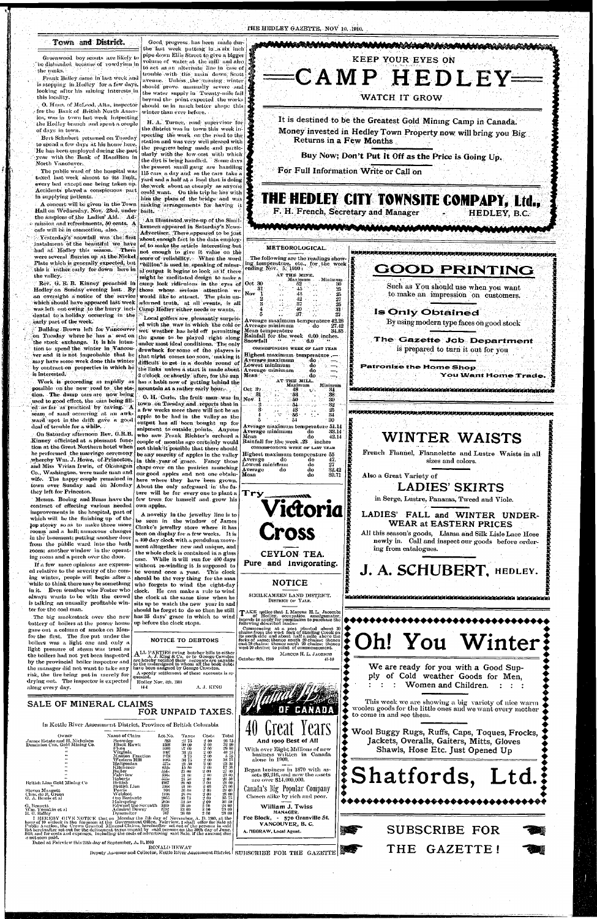## Town and District.

Greenwood boy scouts are likely to be disbanded because of rowdyism in the ranks.

Frank Bailey came in last week and is stopping in Hedley for a few days, looking after his mining interests in this locality.

O. Huus, of McLeod, Alta, inspector for the Bank of British North America, was in town last week inspecting the Hedley branch and spent a couple of days in town.

Bert Schubert returned on Tuesday to spend a few days at his home here. He has been employed during the past year with the Bank of Hamilton in North Vancouver.

The public ward of the hospital was taxed last week almost to its limit, every bed except one being taken up. Accidents played a conspicuous part in supplying patients.

A concert will be given in the Town Hall on Wednesday, Nov. 23rd, under the auspices of the Ladies' Aid. Admission and refreshments, 50 cents. A cafe will be in connection, also.

Yesterday's snowfall was the first instalment of the beautiful we have had at Hedley this season. There were several flurries up at the Nickel Plate which is generally expected, but this is rather early for down here in the valley.

Rev. G. R. B. Kinney preached in Hedley on Sunday evening last. By an oversight a notice of the service which should have appeared last week was left out owing to the hurry incidental to a holiday occurring in the early part of the week.

Bulldog Brown left for Vancouver on Tuesday where he has a seat on the stock exchange. It is his intention to spend the winter in Vancouver and it is not improbable that he may have some work done this winter by contract on properties in which he is interested.

Work is proceeding as rapidly as possible on the new road to the station. The dump cars are now being used to good effect, the cars being filled as far as practical by caving. A seam of sand occurring at an awkward spot in the drift gave a good deal of trouble for a while.

On Saturday afternoon Rev. G.R.B. Kinney officiated at a pleasant function at the Great Northern hotel when he performed the marriage ceremony whereby Wm. J. Howe, of Princeton, and Miss Vivian Irwin, of Okanagan Co., Washington, were made man and wife. The happy couple remained in town over Sunday and on Monday they left for Princeton.

Messrs. Boeing and Brass have the contract of effecting various needed improvements in the hospital, part of which will be the finishing up of the top storey so as to make three more rooms and a hall; numerous changes in the basement; putting another door from the public ward into the bath room; another window in the operating room and a porch over the door.

If a few more opinions are expressed relative to the severity of the coming winter, people will begin after a while to think there may be something in it. Even weather wise Foster who always wants to be with the crowd is talking an unusually profitable winter for the coal man.

The big smokestack over the new battery of boilers at the power house gave out a column of smoke on Monday for the first. The fire put under the boilers was a light one and only a light pressure of steam was tried as the boilers had not yet been inspected by the provincial boiler inspector and the manager did not want to take any risk, the fire being put in merely for drying out. The inspector is expected along every day.

Good progress has been made during the last week putting in a six inch pipe down Ellis Street to give a bigger volume of water at the mill and also to act as an alternate line in case of trouble with the main down Scott avenue. Unless the coming winter should prove unusually severe and the water supply in Twenty-mile fall beyond the point expected the works should be in much better shape this winter than ever before.

H. A. Turner, road supervisor for the district was in town this week inspecting the work on the road to the station and was very well pleased with the progress being made and particularly with the low cost with which the dirt is being handled. Some days the present small gang are handling 115 cars a day and as the cars take a yard and a half at a load that is doing the work about as cheaply as anyone could want. On this trip he has with him the plans of the bridge and was making arrangements for having it built.

An illustrated write-up of the Similkameen appeared in Saturday's News-Advertiser. There appeared to be just about enough fact in the data employed to make the article interesting but not enough to give it value on the score of reliability. When the word "billion" is used in speaking of mineral output it begins to look as if there might be meditated design to make a camp look ridiculous in the eyes of those whose serious attention we would like to attract. The plain unadorned truth, at all events, is all Camp Hedley either needs or wants.

Local golfers are pleasantly surprised with the way in which the cold or wet weather has held off permitting the game to be played right along under most ideal conditions. The only drawback for some of the players is that night comes too soon, making it difficult to get in a double round of the links unless a start is made about 2 o'clock or shortly after, for the sun has a habit now of getting behind the mountain at a rather early hour.

O. H. Carle, the fruit man was in town on Tuesday and reports that in a few weeks more there will not be an apple to be had in the valley as the output has all been bought up for shipment to outside points. Anyone who saw Frank Richter's orchard a couple of months ago certainly would not think it possible that there should be any scarcity of apples in the valley in this year of grace. Fancy those chaps over on the prairies munching our good apples and not one obtainable here where they have been grown. About the only safeguard in the future will be for every one to plant a few trees for himself and grow his own apples.

A novelty in the jewelry line is to be seen in the window of James Clarke's jewelry store where it has been on display for a few weeks. It is a 400 day clock with a pendulum movement altogether new and unique, and the whole clock is contained in a glass case. While it will run for 400 days without re-winding it is supposed to be wound once a year. This clock should be the very thing for the man who forgets to wind the eight-day clock. He can make a rule to wind the clock at the same time when he sits up to watch the new year in and should he forget to do so then he still has 35 days' grace in which to wind up before the clock stops.

### NOTICE TO DEBTORS

ALL PARTIES owing butcher bills to either A. J. King & Co. or to George Cawston are hereby notified that said accounts are payable to the undersigned to whom all the book debts have been assigned by George Cawston.

A speedy settlement of these accounts is requested.

Hedley Nov. 4th, 1910 — A. J. KING

---

KEEP YOUR EYES ON

# CAMP HEDLEY

WATCH IT GROW

It is destined to be the Greatest Gold Mining Camp in Canada.

Money invested in Hedley Town Property now will bring you Big Returns in a Few Months

Buy Now; Don't Put It Off as the Price is Going Up.

For Full Information Write or Call on

## THE HEDLEY CITY TOWNSITE COMPANY, Ltd.,

F. H. French, Secretary and Manager — HEDLEY, B.C.

---

### METEOROLOGICAL.

The following are the readings showing temperature, etc., for the week ending Nov. 5, 1910:

AT THE MINE.

| | | Maximum | Minimum |
|---|---|---|---|
| Oct | 30 | 52 | 30 |
| | 31 | 45 | 25 |
| Nov | 1 | 42 | 25 |
| | 2 | 42 | 27 |
| | 3 | 37 | 25 |
| | 4 | 40 | 31 |
| | 5 | 37 | 27 |

Average maximum temperature 42.28
Average minimum do 27.42
Mean temperature 34.85
Rainfall for the week 0.00 inches.
Snowfall " " 6.0 "

CORRESPONDING WEEK OF LAST YEAR

Highest maximum temperature —
Average maximum do —
Lowest minimum do —
Average minimum do —
Mean do —

AT THE MILL.

| | | Maximum | Minimum |
|---|---|---|---|
| Oct | 30 | 48 | 34 |
| | 31 | 53 | 36 |
| Nov | 1 | 50 | 30 |
| | 2 | 54 | 32 |
| | 3 | 48 | 35 |
| | 4 | 56 | 34 |
| | 5 | 51 | 30 |

Average maximum temperature 51.14
Average minimum do 33.14
Mean do 42.14
Rainfall for the week .23 inches

CORRESPONDING WEEK OF LAST YEAR

Highest maximum temperature 55
Average do do 47.
Lowest minimum do 27
Average do do 32.42
Mean do 39.71

---

Try

# Victoria Cross

CEYLON TEA.

Pure and Invigorating.

---

### NOTICE

SIMILKAMEEN LAND DISTRICT.
DISTRICT OF YALE.

TAKE notice that I, Marcus H. L. Jacombs of Hedley, occupation amalgamator, intends to apply for permission to purchase the following described lands:—

Commencing at a post planted about 30 chains from the west fork of Sterling Creek on its south side and about half a mile above the forks of same; thence north 20 chains; thence east 20 chains; thence south 20 chains; thence west 20 chains; to point of commencement.

MARCUS H. L. JACOMBS

October 8th, 1910 — 41-10

---

MUTUAL LIFE OF CANADA

# 40 Great Years

And 1909 Best of All

With over Eight Millions of new business written in Canada alone in 1909.

Began business in 1870 with assets \$6,216, and now the assets are over \$14,000,000.

Canada's Big Popular Company

Chosen alike by rich and poor.

William J. Twiss
MANAGER.

Fee Block, - 570 Granville St.
VANCOUVER, B. C.

A. MEGRAW, Local Agent.

---

# GOOD PRINTING

Such as You should use when you want to make an impression on customers,

## Is Only Obtained

By using modern type faces on good stock

**The Gazette Job Department** is prepared to turn it out for you

**Patronize the Home Shop — You Want Home Trade.**

---

# WINTER WAISTS

French Flannel, Flannelette and Lustre Waists in all sizes and colors.

Also a Great Variety of

## LADIES' SKIRTS

in Serge, Lustre, Panama, Tweed and Viole.

## LADIES' FALL and WINTER UNDER-WEAR at EASTERN PRICES

All this season's goods, Llama and Silk Lisle Lace Hose newly in. Call and inspect our goods before ordering from catalogues.

# J. A. SCHUBERT, HEDLEY.

---

# Oh! You Winter

We are ready for you with a Good Supply of Cold weather Goods for Men, Women and Children.

This week we are showing a big variety of nice warm woolen goods for the little ones and we want every mother to come in and see them.

Wool Buggy Rugs, Ruffs, Caps, Toques, Frocks, Jackets, Overalls, Gaiters, Mitts, Gloves Shawls, Hose Etc. Just Opened Up

# Shatfords, Ltd.

---

SUBSCRIBE FOR THE GAZETTE!

---

## SALE OF MINERAL CLAIMS FOR UNPAID TAXES.

In Kettle River Assessment District, Province of British Columbia

| Owner | Name of Claim | Lot No. | Taxes | Costs | Total |
|---|---|---|---|---|---|
| James Estate and H. Nicholson | Snowdon | 583 | 24 75 | 2 00 | 26 75 |
| Dominion Con. Gold Mining Co. | Black Hawk | 1593 | 30 00 | 2 00 | 32 00 |
| " | Flora | 1689 | 27 00 | 2 00 | 29 00 |
| " | Virginia | 1687 | 38 25 | 2 00 | 40 25 |
| " | Maidon Fraction | 1678 | 3 75 | 2 00 | 5 75 |
| " | Western Hill | 1685 | 36 75 | 2 00 | 38 75 |
| " | Hadgonian | 3374 | 21 00 | 2 00 | 23 00 |
| " | Killdeer | 835 | 15 50 | 2 00 | 17 50 |
| " | Butler | 834 | 25 00 | 2 00 | 27 00 |
| " | Fairview | 3504 | 21 00 | 2 00 | 23 00 |
| " | Roberts | 3535 | 24 50 | 2 00 | 26 50 |
| British Lion Gold Mining Co | British | 1087 | 26 00 | 2 00 | 28 00 |
| | British Lion | 1086 | 21 00 | 2 00 | 23 00 |
| Steven Maugotti | Powis | 946 | 26 00 | 2 00 | 28 00 |
| Chas. & E. Crozen | Wolfdale | 1101 | 23 00 | 2 00 | 25 00 |
| G. A. Bonds et al | Ivy Bastante | 1057 | 33 75 | 2 00 | 35 75 |
| G. Bugatti | Hainspring | 2036 | 24 50 | 2 00 | 26 50 |
| Wm. Younkin et al | Edward the Seventh | 2059 | 26 00 | 2 00 | 28 00 |
| H. E. Sidley | Admiral Dewey | 1252 | 23 00 | 2 00 | 25 00 |
| | Dynamiter | 767 | 26 00 | 2 00 | 28 00 |

I HEREBY GIVE NOTICE that on Monday the 7th day of November, A. D. 1910, at the hour of 10 o'clock in the forenoon at the Government Office, Fairview, I shall offer for Sale at Public Auction, the Crown Granted Mineral Claims, hereinafter set out of the persons in said list hereinafter set out the delinquent taxes unpaid by said persons on the 30th day of June, 1910, and for costs and expenses, including the costs of advertising said Sale, if the amount due is not sooner paid.

Dated at Fairview this 24th day of September, A. D. 1910

RONALD HEWAT
Deputy Assessor and Collector, Kettle River Assessment District

SUBSCRIBE FOR THE GAZETTE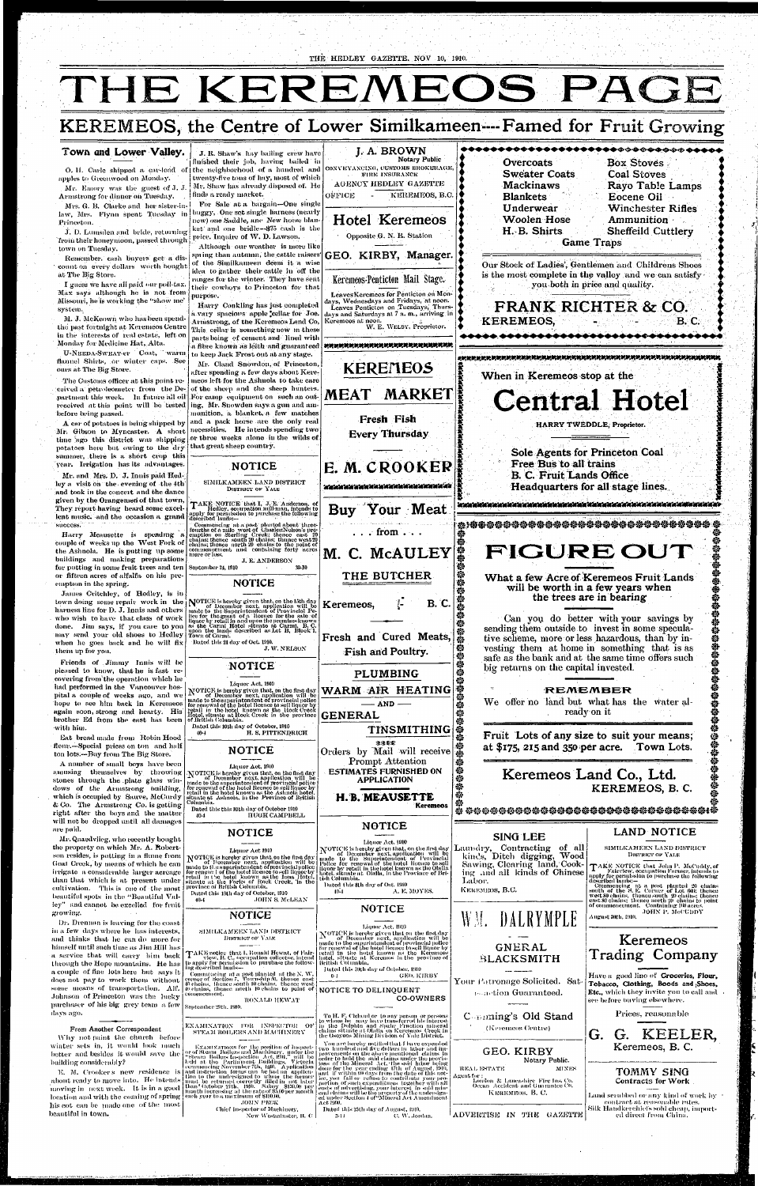# THE KEREMEOS PAGE

## KEREMEOS, the Centre of Lower Similkameen---Famed for Fruit Growing

### Town and Lower Valley.

O. H. Carle shipped a car-load of apples to Greenwood on Monday.

Mr. Emory was the guest of J. J. Armstrong for dinner on Tuesday.

Mrs. G. B. Clarke and her sister-in-law, Mrs. Flynn spent Tuesday in Princeton.

J. D. Lumsden and bride, returning from their honeymoon, passed through town on Tuesday.

Remember, cash buyers get a discount on every dollars worth bought at The Big Store.

I guess we have all paid our poll-tax. Max says although he is not from Missouri, he is working the "show me" system.

M. J. McKeown who has been spending the past fortnight at Keremeos Centre in the interests of real estate, left on Monday for Medicine Hat, Alta.

U-NEEDA-SWEAT-er Coat, warm flannel Shirts, or winter caps. See ours at The Big Store.

The Customs officer at this point received a petroleometer from the Department this week. In future all oil received at this point will be tested before being passed.

A car of potatoes is being shipped by Mr. Gibson to Myncaster. A short time ago this district was shipping potatoes here but owing to the dry summer, there is a short crop this year. Irrigation has its advantages.

Mr. and Mrs. D. J. Innis paid Hedley a visit on the evening of the 4th and took in the concert and the dance given by the Orangemen of that town. They report having heard some excellent music, and the occasion a grand success.

Harry Menusette is spending a couple of weeks up the West Fork of the Ashnola. He is putting up some buildings and making preparations for putting in some fruit trees and ten or fifteen acres of alfalfa on his preemption in the spring.

James Critchley, of Hedley, is in town doing some repair work in the harness line for D. J. Innis and others who wish to have that class of work done. Jim says, if you care to you may send your old shoes to Hedley when he goes back and he will fix them up for you.

Friends of Jimmy Innis will be pleased to know, that he is fast recovering from the operation which he had performed in the Vancouver hospital a couple of weeks ago, and we hope to see him back in Keremeos again soon, strong and hearty. His brother Ed from the east has been with him.

Eat bread made from Robin Hood flour.—Special prices on ton and half ton lots.—Buy from The Big Store.

A number of small boys have been amusing themselves by throwing stones through the plate glass windows of the Armstrong building, which is occupied by Suave, McCurdy & Co. The Armstrong Co. is getting right after the boys and the matter will not be dropped until all damages are paid.

Mr. Quaadvlieg, who recently bought the property on which Mr. A. Robertson resides, is putting in a flume from Goat Creek, by means of which he can irrigate a considerable larger acreage than that which is at present under cultivation. This is one of the most beautiful spots in the "Beautiful Valley" and cannot be excelled for fruit growing.

Dr. Drennan is leaving for the coast in a few days where he has interests, and thinks that he can do more for himself until such time as Jim Hill has a service that will carry him back through the Hope mountains. He has a couple of fine lots here but says it does not pay to work them without some means of transportation. Alf. Johnson of Princeton was the lucky purchaser of his big grey team a few days ago.

### From Another Correspondent

Why not paint the church before winter sets in, it would look much better and besides it would save the building considerably?

E. M. Crooker's new residence is about ready to move into. He intends moving in next week. It is in a good location and with the coming of spring his out can be made one of the most beautiful in town.

J. R. Shaw's hay bailing crew have finished their job, having bailed in the neighborhood of a hundred and twenty-five tons of hay, most of which Mr. Shaw has already disposed of. He finds a ready market.

For Sale at a bargain—One single buggy, One set single harness (nearly new) one Saddle, one New horse blanket and one bridle—$75 cash is the price. Inquire of W. D. Lawson.

Although our weather is more like spring than autumn, the cattle raisers of the Similkameen deem it a wise idea to gather their cattle in off the ranges for the winter. They have sent their cowboys to Princeton for that purpose.

Harry Conkling has just completed a very spacious apple cellar for Joe. Armstrong, of the Keremeos Land Co. This cellar is something new in these parts being of cement and lined with a fibre known as loith and guaranteed to keep Jack Frost out at any stage.

Mr. Chad Snowdon, of Princeton, after spending a few days about Keremeos left for the Ashnola to take care of the sheep and the sheep hunters. For camp equipment on such an outing, Mr. Snowdon says a gun and ammunition, a blanket, a few matches and a pack horse are the only real necessities. He intends spending two or three weeks alone in the wilds of that great sheep country.

### NOTICE

SIMILKAMEEN LAND DISTRICT
DISTRICT OF YALE

TAKE NOTICE that I, J. E. Anderson, of Hedley, occupation mill-man, intends to apply for permission to purchase the following described lands:—

Commencing at a post planted at three-fourths of a mile west of Charles Nelson's preemption on Sterling Creek; thence east 20 chains; thence south 20 chains; thence west 20 chains; thence north 20 chains to the point of commencement and containing forty acres more or less.

J. E. ANDERSON

September 23, 1910 39-10

### NOTICE

NOTICE is hereby given that, on the 15th day of December next, application will be made to the Superintendent of Provincial Police for the grant of a licence for the sale of liquor by retail in and upon the premises known as the Camp Hotel situate at Camp, B. C., upon the lands described as Lot B, Block 1, Town of Camp.

Dated this 21 day of Oct. 1910.

J. W. NELSON

### NOTICE

Liquor Act, 1910

NOTICE is hereby given that, on the first day of December next, application will be made to the superintendent of provincial police for renewal of the hotel licence to sell liquor by retail in the hotel known as the Rock Creek Hotel, situate at Rock Creek in the province of British Columbia.

Dated this 10th day of October, 1910

40-4 H. S. PITTENDRICH

### NOTICE

Liquor Act, 1910

NOTICE is hereby given that, on the first day of December next, application will be made to the superintendent of provincial police for renewal of the hotel licence to sell liquor by retail in the hotel known as the Ashnola hotel, situate at Ashnola, in the Province of British Columbia.

Dated this 10th day of October 1910

40-4 HUGH CAMPBELL

### NOTICE

Liquor Act 1910

NOTICE is hereby given that, on the first day of December next, application will be made to the superintendent of provincial police for renewal of the hotel licence to sell liquor by retail in the hotel known as the Rock Creek Hotel, situate at the Forks of Rock Creek, in the province of British Columbia.

Dated this 10th day of October, 1910

40-4 JOHN S. McLEAN

### NOTICE

SIMILKAMEEN LAND DISTRICT
DISTRICT OF YALE

TAKE notice that I, Ronald Hewat, of Fairview, B. C. occupation collector, intend to apply for permission to purchase the following described lands:—

Commencing at a post planted at the N. W. corner of Section 7, Township 56, thence east 20 chains, thence south 40 chains, thence west 20 chains, thence north 40 chains to point of commencement.

RONALD HEWAT

September 28th, 1910.

EXAMINATION FOR INSPECTOR OF STEAM BOILERS AND MACHINERY

EXAMINATIONS for the position of Inspector of Steam Boilers and Machinery, under the "Steam Boilers Inspection Act, 1901," will be held at the Parliament Buildings, Victoria commencing November 7th, 1910. Application and instruction forms can be had on application to the undersigned to whom the former must be returned correctly filled in, not later than October 25th, 1910. Salary $130.00 per month increasing at the rate of $5.00 per month each year to a maximum of $180.00.

JOHN PECK,
Chief Inspector of Machinery,
New Westminster, B. C.

J. A. BROWN
Notary Public

CONVEYANCING, CUSTOMS BROKERAGE, FIRE INSURANCE

AGENCY HEDLEY GAZETTE

OFFICE - KEREMEOS, B.C.

## Hotel Keremeos

Opposite G. N. R. Station

GEO. KIRBY, Manager.

### Keremeos-Penticton Mail Stage.

Leaves Keremeos for Penticton on Mondays, Wednesdays and Fridays, at noon. Leaves Penticton on Tuesdays, Thursdays and Saturdays at 7 a. m., arriving in Keremeos at noon.

W. E. WELBY, Proprietor.

## KEREMEOS MEAT MARKET

Fresh Fish
Every Thursday

## E. M. CROOKER

## Buy Your Meat ...from...

## M. C. McAULEY

### THE BUTCHER

Keremeos, B. C.

Fresh and Cured Meats, Fish and Poultry.

### PLUMBING

### WARM AIR HEATING — AND — GENERAL TINSMITHING

Orders by Mail will receive Prompt Attention

ESTIMATES FURNISHED ON APPLICATION

H. B. MEAUSETTE
Keremeos

### NOTICE

Liquor Act, 1910

NOTICE is hereby given that, on the first day of December next, application will be made to the Superintendent of Provincial Police for renewal of the hotel licence to sell liquor by retail in the hotel known as the Olalla Hotel situate at Olalla, in the Province of British Columbia.

Dated this 8th day of Oct. 1910

40-4 A. E. MOYES.

### NOTICE

Liquor Act, 1910

NOTICE is hereby given that on the first day of December next, application will be made to the superintendent of provincial police for renewal of the hotel licence to sell liquor by retail in the hotel known as the Keremeos Hotel, situate at Keremeos in the province of British Columbia.

Dated this 10th day of October, 1910

0-4 GEO. KIRBY

### NOTICE TO DELINQUENT CO-OWNERS

To H. F. Clelland or to any person or persons to whom he may have transferred his interest in the Dolphin and Spain Fraction mineral claims situate at Olalla on Keremeos Creek in the Osoyoos Mining Division of Yale District.

You are hereby notified that I have expended two hundred and five dollars in labor and improvements on the above mentioned claims in order to hold the said claims under the provisions of the Mineral Act, the said labor being done for the year ending 27th of August, 1910, and if within 90 days from the date of this notice, you fail or refuse to contribute your proportion of such expenditures together with all costs of advertising, your interest in said mineral claims will become the property of the undersigned under Section 4 of "Mineral Act Amendment Act 1900."

Dated this 25th day of August, 1910.

3-14 C. W. Jordan.

| | |
|---|---|
| Overcoats | Box Stoves |
| Sweater Coats | Coal Stoves |
| Mackinaws | Rayo Table Lamps |
| Blankets | Eocene Oil |
| Underwear | Winchester Rifles |
| Woolen Hose | Ammunition |
| H. B. Shirts | Sheffield Cuttlery |
| Game Traps | |

Our Stock of Ladies', Gentlemen and Childrens Shoes is the most complete in the valley and we can satisfy you both in price and quality.

## FRANK RICHTER & CO.

KEREMEOS, B. C.

When in Keremeos stop at the

# Central Hotel

HARRY TWEDDLE, Proprietor.

Sole Agents for Princeton Coal
Free Bus to all trains
B. C. Fruit Lands Office
Headquarters for all stage lines.

# FIGURE OUT

**What a few Acre of Keremeos Fruit Lands will be worth in a few years when the trees are in bearing**

Can you do better with your savings by sending them outside to invest in some speculative scheme, more or less hazardous, than by investing them at home in something that is as safe as the bank and at the same time offers such big returns on the capital invested.

### REMEMBER

We offer no land but what has the water already on it

**Fruit Lots of any size to suit your means; at $175, 215 and 350 per acre. Town Lots.**

## Keremeos Land Co., Ltd.
KEREMEOS, B. C.

### SING LEE

Laundry, Contracting of all kinds, Ditch digging, Wood Sawing, Clearing land, Cooking and all kinds of Chinese Labor.

KEREMEOS, B.C.

## WM. DALRYMPLE

### GENERAL BLACKSMITH

Your Patronage Solicited. Satisfaction Guaranteed.

Cumming's Old Stand
(Keremeos Centre)

GEO. KIRBY
Notary Public.

REAL ESTATE MINES

Agent for:
London & Lancashire Fire Ins. Co.
Ocean Accident and Guarantee Co.

KEREMEOS, B. C.

ADVERTISE IN THE GAZETTE

### LAND NOTICE

SIMILKAMEEN LAND DISTRICT
DISTRICT OF YALE

TAKE NOTICE that John P. McCuddy, of Fairview, occupation Farmer, intends to apply for permission to purchase the following described lands:—

Commencing at a post planted 20 chains south of the S. E. Corner of Lot 902; thence west 20 chains, thence south 20 chains; thence east 20 chains; thence north 20 chains to point of commencement. Containing 40 acres.

JOHN P. McCUDDY

August 26th, 1910.

## Keremeos Trading Company

Have a good line of Groceries, Flour, Tobacco, Clothing, Boots and Shoes, Etc., which they invite you to call and see before buying elsewhere.

Prices, reasonable

## G. G. KEELER,
Keremeos, B. C.

### TOMMY SING
Contracts for Work

Land scrubbed or any kind of work by contract at reasonable rates. Silk Handkerchiefs sold cheap, imported direct from China.